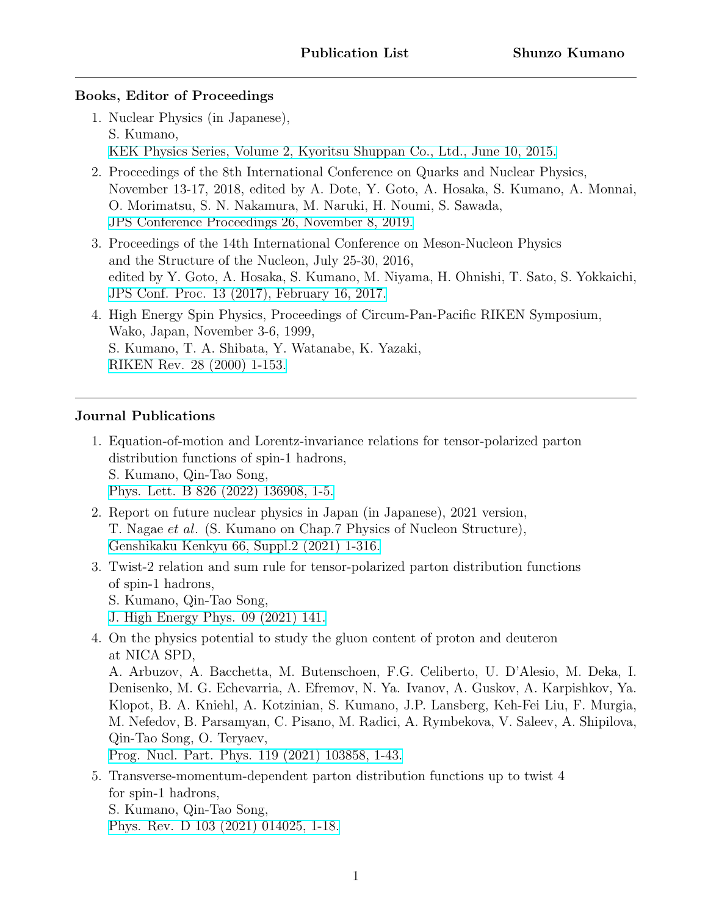**Publication List** **Shunzo Kumano**

---

## Books, Editor of Proceedings

1. Nuclear Physics (in Japanese),
   S. Kumano,
   KEK Physics Series, Volume 2, Kyoritsu Shuppan Co., Ltd., June 10, 2015.
2. Proceedings of the 8th International Conference on Quarks and Nuclear Physics, November 13-17, 2018, edited by A. Dote, Y. Goto, A. Hosaka, S. Kumano, A. Monnai, O. Morimatsu, S. N. Nakamura, M. Naruki, H. Noumi, S. Sawada,
   JPS Conference Proceedings 26, November 8, 2019.
3. Proceedings of the 14th International Conference on Meson-Nucleon Physics and the Structure of the Nucleon, July 25-30, 2016,
   edited by Y. Goto, A. Hosaka, S. Kumano, M. Niyama, H. Ohnishi, T. Sato, S. Yokkaichi,
   JPS Conf. Proc. 13 (2017), February 16, 2017.
4. High Energy Spin Physics, Proceedings of Circum-Pan-Pacific RIKEN Symposium, Wako, Japan, November 3-6, 1999,
   S. Kumano, T. A. Shibata, Y. Watanabe, K. Yazaki,
   RIKEN Rev. 28 (2000) 1-153.

---

## Journal Publications

1. Equation-of-motion and Lorentz-invariance relations for tensor-polarized parton distribution functions of spin-1 hadrons,
   S. Kumano, Qin-Tao Song,
   Phys. Lett. B 826 (2022) 136908, 1-5.
2. Report on future nuclear physics in Japan (in Japanese), 2021 version,
   T. Nagae *et al*. (S. Kumano on Chap.7 Physics of Nucleon Structure),
   Genshikaku Kenkyu 66, Suppl.2 (2021) 1-316.
3. Twist-2 relation and sum rule for tensor-polarized parton distribution functions of spin-1 hadrons,
   S. Kumano, Qin-Tao Song,
   J. High Energy Phys. 09 (2021) 141.
4. On the physics potential to study the gluon content of proton and deuteron at NICA SPD,
   A. Arbuzov, A. Bacchetta, M. Butenschoen, F.G. Celiberto, U. D'Alesio, M. Deka, I. Denisenko, M. G. Echevarria, A. Efremov, N. Ya. Ivanov, A. Guskov, A. Karpishkov, Ya. Klopot, B. A. Kniehl, A. Kotzinian, S. Kumano, J.P. Lansberg, Keh-Fei Liu, F. Murgia, M. Nefedov, B. Parsamyan, C. Pisano, M. Radici, A. Rymbekova, V. Saleev, A. Shipilova, Qin-Tao Song, O. Teryaev,
   Prog. Nucl. Part. Phys. 119 (2021) 103858, 1-43.
5. Transverse-momentum-dependent parton distribution functions up to twist 4 for spin-1 hadrons,
   S. Kumano, Qin-Tao Song,
   Phys. Rev. D 103 (2021) 014025, 1-18.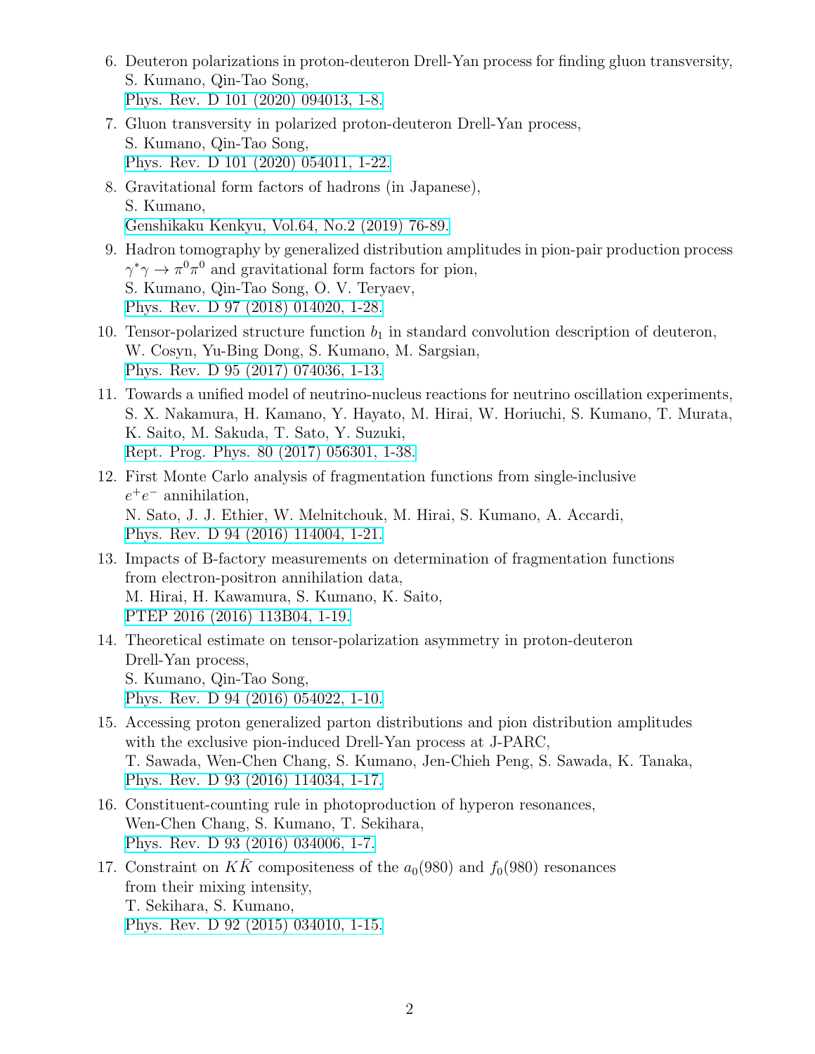6. Deuteron polarizations in proton-deuteron Drell-Yan process for finding gluon transversity,
   S. Kumano, Qin-Tao Song,
   Phys. Rev. D 101 (2020) 094013, 1-8.
7. Gluon transversity in polarized proton-deuteron Drell-Yan process,
   S. Kumano, Qin-Tao Song,
   Phys. Rev. D 101 (2020) 054011, 1-22.
8. Gravitational form factors of hadrons (in Japanese),
   S. Kumano,
   Genshikaku Kenkyu, Vol.64, No.2 (2019) 76-89.
9. Hadron tomography by generalized distribution amplitudes in pion-pair production process $\gamma^*\gamma \to \pi^0\pi^0$ and gravitational form factors for pion,
   S. Kumano, Qin-Tao Song, O. V. Teryaev,
   Phys. Rev. D 97 (2018) 014020, 1-28.
10. Tensor-polarized structure function $b_1$ in standard convolution description of deuteron,
    W. Cosyn, Yu-Bing Dong, S. Kumano, M. Sargsian,
    Phys. Rev. D 95 (2017) 074036, 1-13.
11. Towards a unified model of neutrino-nucleus reactions for neutrino oscillation experiments,
    S. X. Nakamura, H. Kamano, Y. Hayato, M. Hirai, W. Horiuchi, S. Kumano, T. Murata, K. Saito, M. Sakuda, T. Sato, Y. Suzuki,
    Rept. Prog. Phys. 80 (2017) 056301, 1-38.
12. First Monte Carlo analysis of fragmentation functions from single-inclusive $e^+e^-$ annihilation,
    N. Sato, J. J. Ethier, W. Melnitchouk, M. Hirai, S. Kumano, A. Accardi,
    Phys. Rev. D 94 (2016) 114004, 1-21.
13. Impacts of B-factory measurements on determination of fragmentation functions from electron-positron annihilation data,
    M. Hirai, H. Kawamura, S. Kumano, K. Saito,
    PTEP 2016 (2016) 113B04, 1-19.
14. Theoretical estimate on tensor-polarization asymmetry in proton-deuteron Drell-Yan process,
    S. Kumano, Qin-Tao Song,
    Phys. Rev. D 94 (2016) 054022, 1-10.
15. Accessing proton generalized parton distributions and pion distribution amplitudes with the exclusive pion-induced Drell-Yan process at J-PARC,
    T. Sawada, Wen-Chen Chang, S. Kumano, Jen-Chieh Peng, S. Sawada, K. Tanaka,
    Phys. Rev. D 93 (2016) 114034, 1-17.
16. Constituent-counting rule in photoproduction of hyperon resonances,
    Wen-Chen Chang, S. Kumano, T. Sekihara,
    Phys. Rev. D 93 (2016) 034006, 1-7.
17. Constraint on $K\bar{K}$ compositeness of the $a_0(980)$ and $f_0(980)$ resonances from their mixing intensity,
    T. Sekihara, S. Kumano,
    Phys. Rev. D 92 (2015) 034010, 1-15.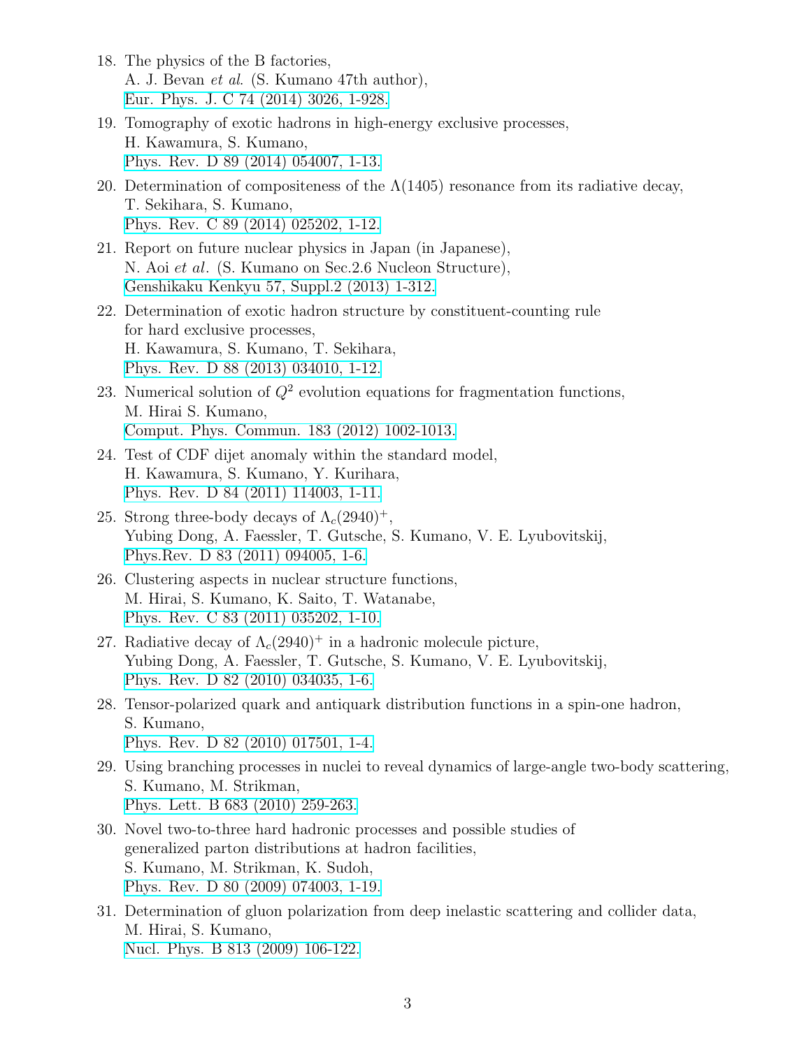18. The physics of the B factories,
    A. J. Bevan *et al*. (S. Kumano 47th author),
    Eur. Phys. J. C 74 (2014) 3026, 1-928.
19. Tomography of exotic hadrons in high-energy exclusive processes,
    H. Kawamura, S. Kumano,
    Phys. Rev. D 89 (2014) 054007, 1-13.
20. Determination of compositeness of the $\Lambda(1405)$ resonance from its radiative decay,
    T. Sekihara, S. Kumano,
    Phys. Rev. C 89 (2014) 025202, 1-12.
21. Report on future nuclear physics in Japan (in Japanese),
    N. Aoi *et al*. (S. Kumano on Sec.2.6 Nucleon Structure),
    Genshikaku Kenkyu 57, Suppl.2 (2013) 1-312.
22. Determination of exotic hadron structure by constituent-counting rule
    for hard exclusive processes,
    H. Kawamura, S. Kumano, T. Sekihara,
    Phys. Rev. D 88 (2013) 034010, 1-12.
23. Numerical solution of $Q^2$ evolution equations for fragmentation functions,
    M. Hirai S. Kumano,
    Comput. Phys. Commun. 183 (2012) 1002-1013.
24. Test of CDF dijet anomaly within the standard model,
    H. Kawamura, S. Kumano, Y. Kurihara,
    Phys. Rev. D 84 (2011) 114003, 1-11.
25. Strong three-body decays of $\Lambda_c(2940)^+$,
    Yubing Dong, A. Faessler, T. Gutsche, S. Kumano, V. E. Lyubovitskij,
    Phys.Rev. D 83 (2011) 094005, 1-6.
26. Clustering aspects in nuclear structure functions,
    M. Hirai, S. Kumano, K. Saito, T. Watanabe,
    Phys. Rev. C 83 (2011) 035202, 1-10.
27. Radiative decay of $\Lambda_c(2940)^+$ in a hadronic molecule picture,
    Yubing Dong, A. Faessler, T. Gutsche, S. Kumano, V. E. Lyubovitskij,
    Phys. Rev. D 82 (2010) 034035, 1-6.
28. Tensor-polarized quark and antiquark distribution functions in a spin-one hadron,
    S. Kumano,
    Phys. Rev. D 82 (2010) 017501, 1-4.
29. Using branching processes in nuclei to reveal dynamics of large-angle two-body scattering,
    S. Kumano, M. Strikman,
    Phys. Lett. B 683 (2010) 259-263.
30. Novel two-to-three hard hadronic processes and possible studies of
    generalized parton distributions at hadron facilities,
    S. Kumano, M. Strikman, K. Sudoh,
    Phys. Rev. D 80 (2009) 074003, 1-19.
31. Determination of gluon polarization from deep inelastic scattering and collider data,
    M. Hirai, S. Kumano,
    Nucl. Phys. B 813 (2009) 106-122.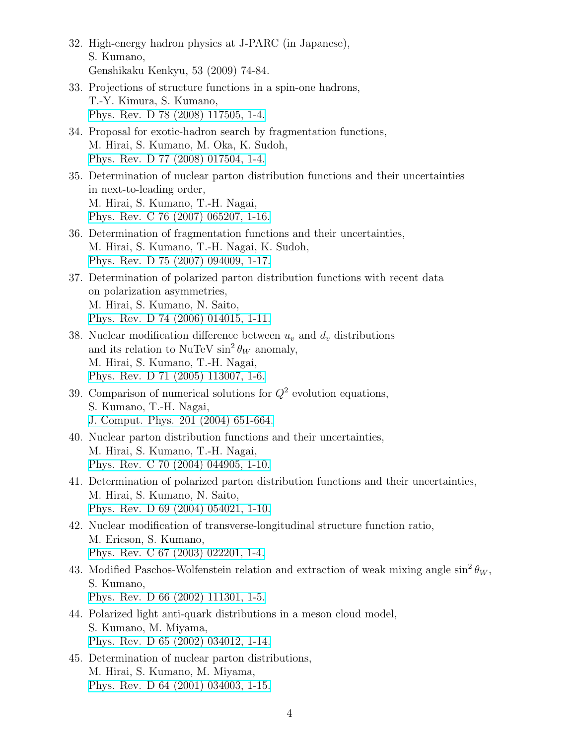32. High-energy hadron physics at J-PARC (in Japanese),
    S. Kumano,
    Genshikaku Kenkyu, 53 (2009) 74-84.

33. Projections of structure functions in a spin-one hadrons,
    T.-Y. Kimura, S. Kumano,
    Phys. Rev. D 78 (2008) 117505, 1-4.

34. Proposal for exotic-hadron search by fragmentation functions,
    M. Hirai, S. Kumano, M. Oka, K. Sudoh,
    Phys. Rev. D 77 (2008) 017504, 1-4.

35. Determination of nuclear parton distribution functions and their uncertainties in next-to-leading order,
    M. Hirai, S. Kumano, T.-H. Nagai,
    Phys. Rev. C 76 (2007) 065207, 1-16.

36. Determination of fragmentation functions and their uncertainties,
    M. Hirai, S. Kumano, T.-H. Nagai, K. Sudoh,
    Phys. Rev. D 75 (2007) 094009, 1-17.

37. Determination of polarized parton distribution functions with recent data on polarization asymmetries,
    M. Hirai, S. Kumano, N. Saito,
    Phys. Rev. D 74 (2006) 014015, 1-11.

38. Nuclear modification difference between $u_v$ and $d_v$ distributions and its relation to NuTeV $\sin^2\theta_W$ anomaly,
    M. Hirai, S. Kumano, T.-H. Nagai,
    Phys. Rev. D 71 (2005) 113007, 1-6.

39. Comparison of numerical solutions for $Q^2$ evolution equations,
    S. Kumano, T.-H. Nagai,
    J. Comput. Phys. 201 (2004) 651-664.

40. Nuclear parton distribution functions and their uncertainties,
    M. Hirai, S. Kumano, T.-H. Nagai,
    Phys. Rev. C 70 (2004) 044905, 1-10.

41. Determination of polarized parton distribution functions and their uncertainties,
    M. Hirai, S. Kumano, N. Saito,
    Phys. Rev. D 69 (2004) 054021, 1-10.

42. Nuclear modification of transverse-longitudinal structure function ratio,
    M. Ericson, S. Kumano,
    Phys. Rev. C 67 (2003) 022201, 1-4.

43. Modified Paschos-Wolfenstein relation and extraction of weak mixing angle $\sin^2\theta_W$,
    S. Kumano,
    Phys. Rev. D 66 (2002) 111301, 1-5.

44. Polarized light anti-quark distributions in a meson cloud model,
    S. Kumano, M. Miyama,
    Phys. Rev. D 65 (2002) 034012, 1-14.

45. Determination of nuclear parton distributions,
    M. Hirai, S. Kumano, M. Miyama,
    Phys. Rev. D 64 (2001) 034003, 1-15.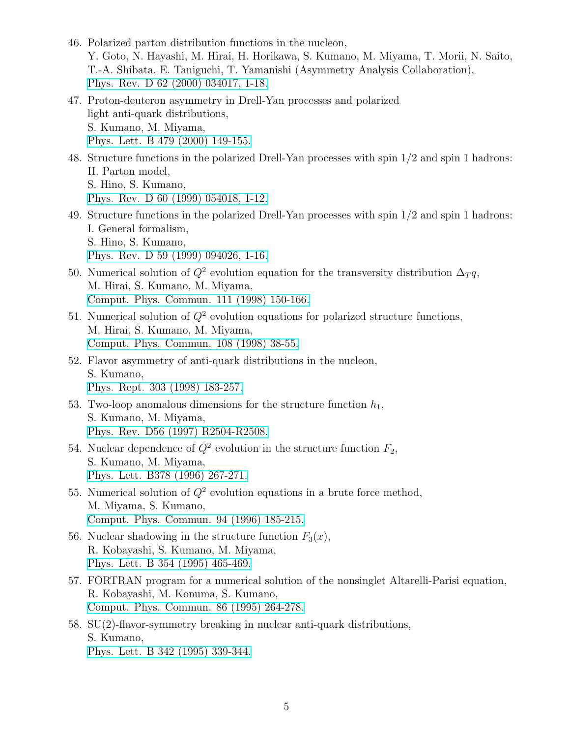46. Polarized parton distribution functions in the nucleon,
    Y. Goto, N. Hayashi, M. Hirai, H. Horikawa, S. Kumano, M. Miyama, T. Morii, N. Saito, T.-A. Shibata, E. Taniguchi, T. Yamanishi (Asymmetry Analysis Collaboration),
    Phys. Rev. D 62 (2000) 034017, 1-18.
47. Proton-deuteron asymmetry in Drell-Yan processes and polarized light anti-quark distributions,
    S. Kumano, M. Miyama,
    Phys. Lett. B 479 (2000) 149-155.
48. Structure functions in the polarized Drell-Yan processes with spin 1/2 and spin 1 hadrons: II. Parton model,
    S. Hino, S. Kumano,
    Phys. Rev. D 60 (1999) 054018, 1-12.
49. Structure functions in the polarized Drell-Yan processes with spin 1/2 and spin 1 hadrons: I. General formalism,
    S. Hino, S. Kumano,
    Phys. Rev. D 59 (1999) 094026, 1-16.
50. Numerical solution of $Q^2$ evolution equation for the transversity distribution $\Delta_T q$,
    M. Hirai, S. Kumano, M. Miyama,
    Comput. Phys. Commun. 111 (1998) 150-166.
51. Numerical solution of $Q^2$ evolution equations for polarized structure functions,
    M. Hirai, S. Kumano, M. Miyama,
    Comput. Phys. Commun. 108 (1998) 38-55.
52. Flavor asymmetry of anti-quark distributions in the nucleon,
    S. Kumano,
    Phys. Rept. 303 (1998) 183-257.
53. Two-loop anomalous dimensions for the structure function $h_1$,
    S. Kumano, M. Miyama,
    Phys. Rev. D56 (1997) R2504-R2508.
54. Nuclear dependence of $Q^2$ evolution in the structure function $F_2$,
    S. Kumano, M. Miyama,
    Phys. Lett. B378 (1996) 267-271.
55. Numerical solution of $Q^2$ evolution equations in a brute force method,
    M. Miyama, S. Kumano,
    Comput. Phys. Commun. 94 (1996) 185-215.
56. Nuclear shadowing in the structure function $F_3(x)$,
    R. Kobayashi, S. Kumano, M. Miyama,
    Phys. Lett. B 354 (1995) 465-469.
57. FORTRAN program for a numerical solution of the nonsinglet Altarelli-Parisi equation,
    R. Kobayashi, M. Konuma, S. Kumano,
    Comput. Phys. Commun. 86 (1995) 264-278.
58. SU(2)-flavor-symmetry breaking in nuclear anti-quark distributions,
    S. Kumano,
    Phys. Lett. B 342 (1995) 339-344.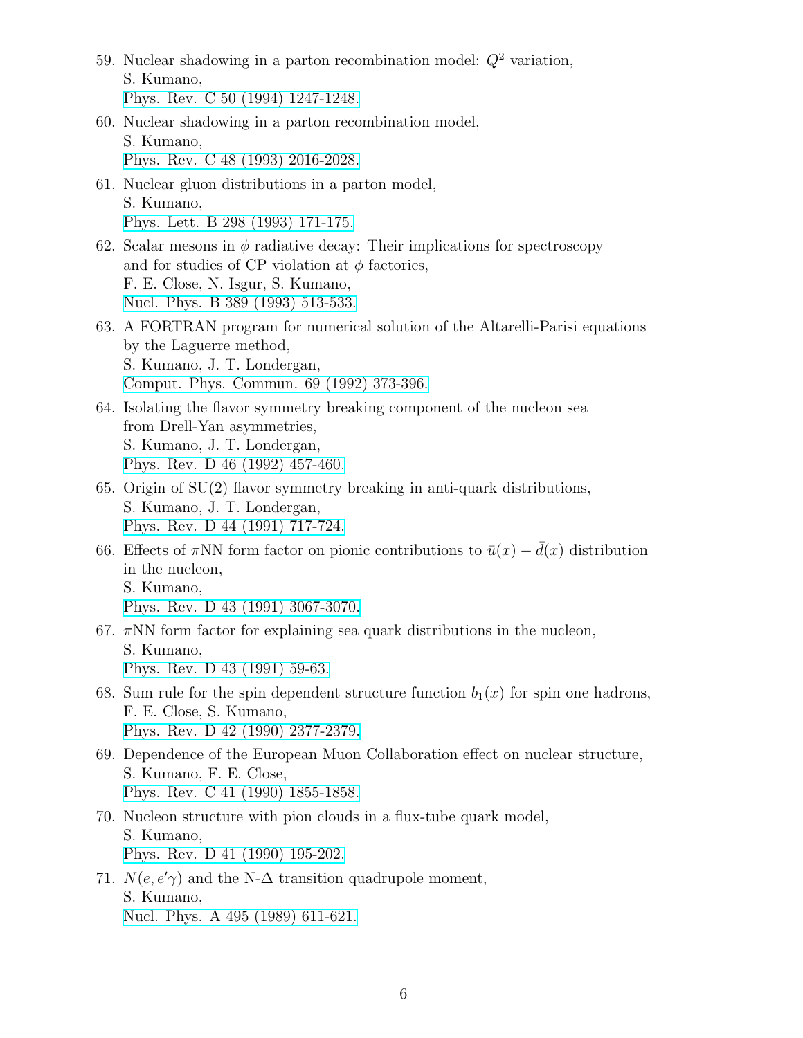59. Nuclear shadowing in a parton recombination model: $Q^2$ variation,
    S. Kumano,
    Phys. Rev. C 50 (1994) 1247-1248.
60. Nuclear shadowing in a parton recombination model,
    S. Kumano,
    Phys. Rev. C 48 (1993) 2016-2028.
61. Nuclear gluon distributions in a parton model,
    S. Kumano,
    Phys. Lett. B 298 (1993) 171-175.
62. Scalar mesons in $\phi$ radiative decay: Their implications for spectroscopy and for studies of CP violation at $\phi$ factories,
    F. E. Close, N. Isgur, S. Kumano,
    Nucl. Phys. B 389 (1993) 513-533.
63. A FORTRAN program for numerical solution of the Altarelli-Parisi equations by the Laguerre method,
    S. Kumano, J. T. Londergan,
    Comput. Phys. Commun. 69 (1992) 373-396.
64. Isolating the flavor symmetry breaking component of the nucleon sea from Drell-Yan asymmetries,
    S. Kumano, J. T. Londergan,
    Phys. Rev. D 46 (1992) 457-460.
65. Origin of SU(2) flavor symmetry breaking in anti-quark distributions,
    S. Kumano, J. T. Londergan,
    Phys. Rev. D 44 (1991) 717-724.
66. Effects of $\pi$NN form factor on pionic contributions to $\bar{u}(x) - \bar{d}(x)$ distribution in the nucleon,
    S. Kumano,
    Phys. Rev. D 43 (1991) 3067-3070.
67. $\pi$NN form factor for explaining sea quark distributions in the nucleon,
    S. Kumano,
    Phys. Rev. D 43 (1991) 59-63.
68. Sum rule for the spin dependent structure function $b_1(x)$ for spin one hadrons,
    F. E. Close, S. Kumano,
    Phys. Rev. D 42 (1990) 2377-2379.
69. Dependence of the European Muon Collaboration effect on nuclear structure,
    S. Kumano, F. E. Close,
    Phys. Rev. C 41 (1990) 1855-1858.
70. Nucleon structure with pion clouds in a flux-tube quark model,
    S. Kumano,
    Phys. Rev. D 41 (1990) 195-202.
71. $N(e, e'\gamma)$ and the N-$\Delta$ transition quadrupole moment,
    S. Kumano,
    Nucl. Phys. A 495 (1989) 611-621.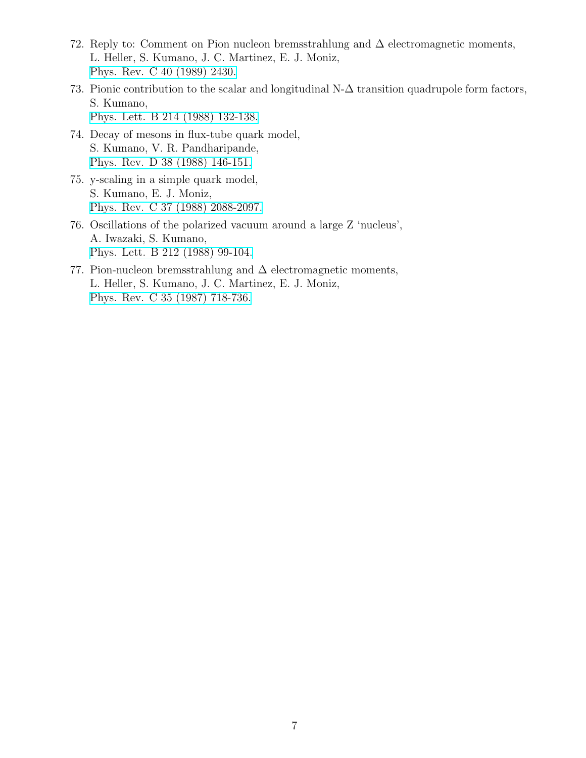72. Reply to: Comment on Pion nucleon bremsstrahlung and $\Delta$ electromagnetic moments,
    L. Heller, S. Kumano, J. C. Martinez, E. J. Moniz,
    Phys. Rev. C 40 (1989) 2430.

73. Pionic contribution to the scalar and longitudinal N-$\Delta$ transition quadrupole form factors,
    S. Kumano,
    Phys. Lett. B 214 (1988) 132-138.

74. Decay of mesons in flux-tube quark model,
    S. Kumano, V. R. Pandharipande,
    Phys. Rev. D 38 (1988) 146-151.

75. y-scaling in a simple quark model,
    S. Kumano, E. J. Moniz,
    Phys. Rev. C 37 (1988) 2088-2097.

76. Oscillations of the polarized vacuum around a large Z 'nucleus',
    A. Iwazaki, S. Kumano,
    Phys. Lett. B 212 (1988) 99-104.

77. Pion-nucleon bremsstrahlung and $\Delta$ electromagnetic moments,
    L. Heller, S. Kumano, J. C. Martinez, E. J. Moniz,
    Phys. Rev. C 35 (1987) 718-736.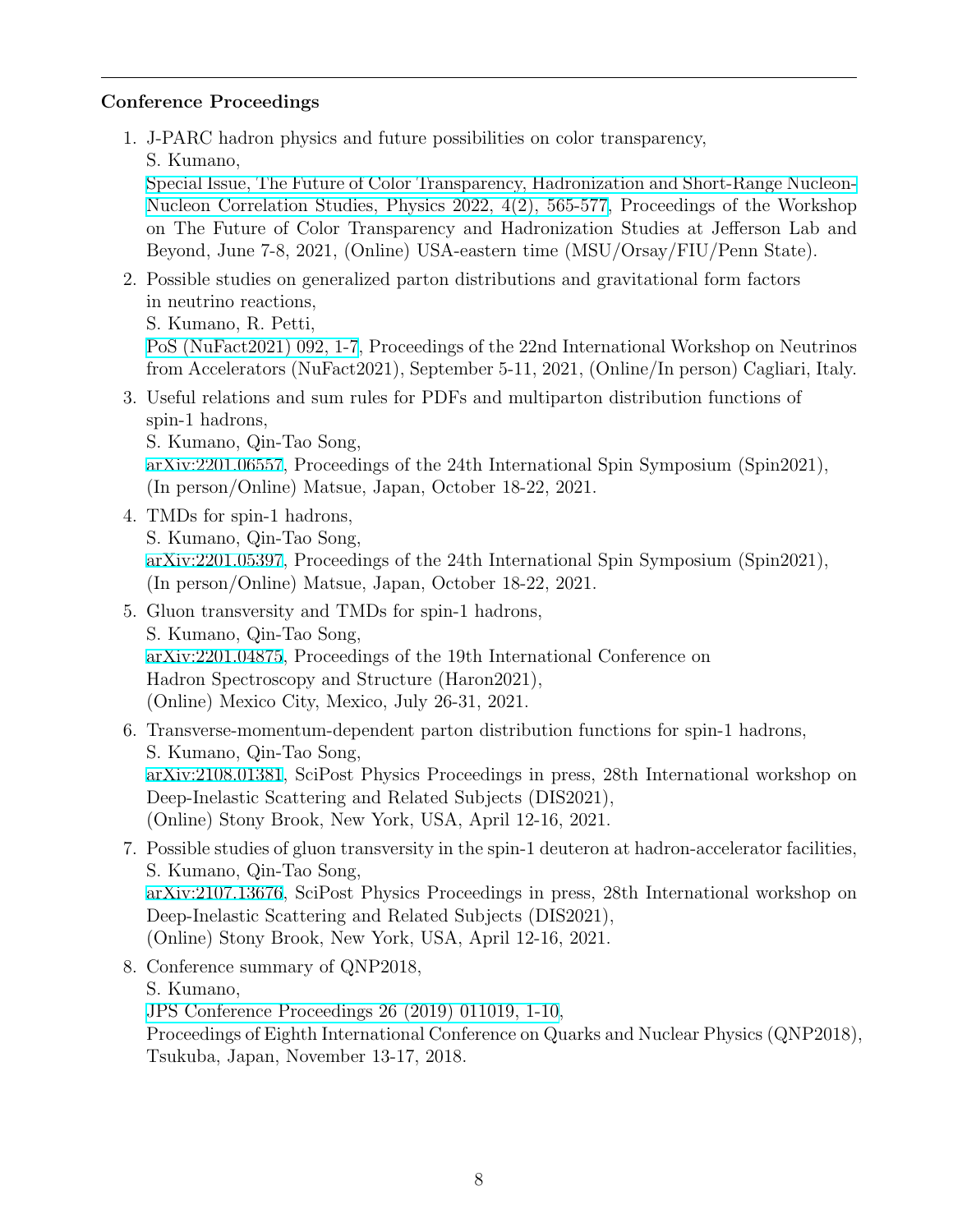**Conference Proceedings**

1. J-PARC hadron physics and future possibilities on color transparency,
   S. Kumano,
   Special Issue, The Future of Color Transparency, Hadronization and Short-Range Nucleon-Nucleon Correlation Studies, Physics 2022, 4(2), 565-577, Proceedings of the Workshop on The Future of Color Transparency and Hadronization Studies at Jefferson Lab and Beyond, June 7-8, 2021, (Online) USA-eastern time (MSU/Orsay/FIU/Penn State).

2. Possible studies on generalized parton distributions and gravitational form factors in neutrino reactions,
   S. Kumano, R. Petti,
   PoS (NuFact2021) 092, 1-7, Proceedings of the 22nd International Workshop on Neutrinos from Accelerators (NuFact2021), September 5-11, 2021, (Online/In person) Cagliari, Italy.

3. Useful relations and sum rules for PDFs and multiparton distribution functions of spin-1 hadrons,
   S. Kumano, Qin-Tao Song,
   arXiv:2201.06557, Proceedings of the 24th International Spin Symposium (Spin2021), (In person/Online) Matsue, Japan, October 18-22, 2021.

4. TMDs for spin-1 hadrons,
   S. Kumano, Qin-Tao Song,
   arXiv:2201.05397, Proceedings of the 24th International Spin Symposium (Spin2021), (In person/Online) Matsue, Japan, October 18-22, 2021.

5. Gluon transversity and TMDs for spin-1 hadrons,
   S. Kumano, Qin-Tao Song,
   arXiv:2201.04875, Proceedings of the 19th International Conference on Hadron Spectroscopy and Structure (Haron2021),
   (Online) Mexico City, Mexico, July 26-31, 2021.

6. Transverse-momentum-dependent parton distribution functions for spin-1 hadrons,
   S. Kumano, Qin-Tao Song,
   arXiv:2108.01381, SciPost Physics Proceedings in press, 28th International workshop on Deep-Inelastic Scattering and Related Subjects (DIS2021),
   (Online) Stony Brook, New York, USA, April 12-16, 2021.

7. Possible studies of gluon transversity in the spin-1 deuteron at hadron-accelerator facilities,
   S. Kumano, Qin-Tao Song,
   arXiv:2107.13676, SciPost Physics Proceedings in press, 28th International workshop on Deep-Inelastic Scattering and Related Subjects (DIS2021),
   (Online) Stony Brook, New York, USA, April 12-16, 2021.

8. Conference summary of QNP2018,
   S. Kumano,
   JPS Conference Proceedings 26 (2019) 011019, 1-10,
   Proceedings of Eighth International Conference on Quarks and Nuclear Physics (QNP2018), Tsukuba, Japan, November 13-17, 2018.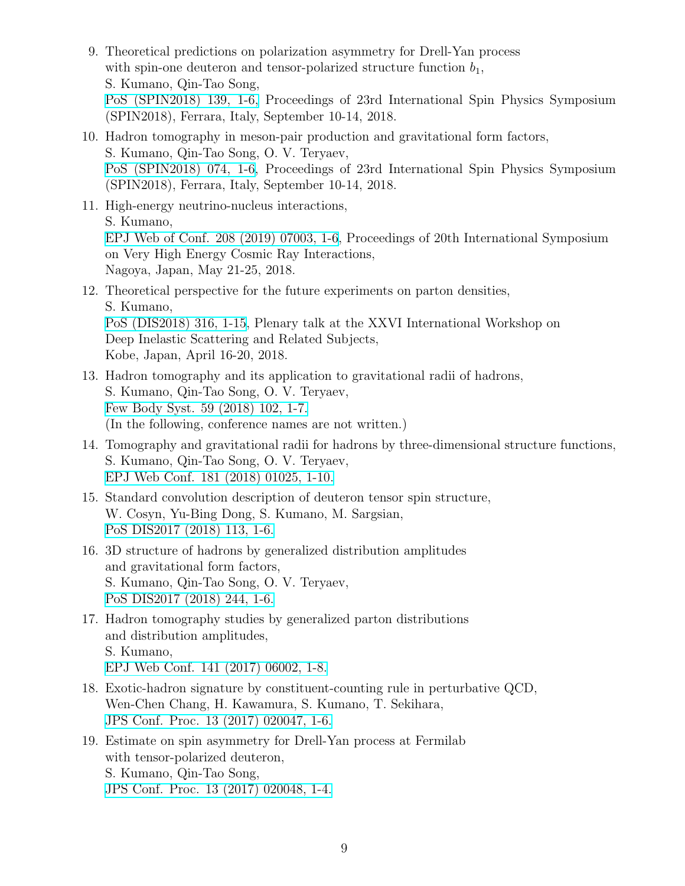9. Theoretical predictions on polarization asymmetry for Drell-Yan process with spin-one deuteron and tensor-polarized structure function $b_1$,
   S. Kumano, Qin-Tao Song,
   PoS (SPIN2018) 139, 1-6, Proceedings of 23rd International Spin Physics Symposium (SPIN2018), Ferrara, Italy, September 10-14, 2018.

10. Hadron tomography in meson-pair production and gravitational form factors,
    S. Kumano, Qin-Tao Song, O. V. Teryaev,
    PoS (SPIN2018) 074, 1-6, Proceedings of 23rd International Spin Physics Symposium (SPIN2018), Ferrara, Italy, September 10-14, 2018.

11. High-energy neutrino-nucleus interactions,
    S. Kumano,
    EPJ Web of Conf. 208 (2019) 07003, 1-6, Proceedings of 20th International Symposium on Very High Energy Cosmic Ray Interactions,
    Nagoya, Japan, May 21-25, 2018.

12. Theoretical perspective for the future experiments on parton densities,
    S. Kumano,
    PoS (DIS2018) 316, 1-15, Plenary talk at the XXVI International Workshop on Deep Inelastic Scattering and Related Subjects,
    Kobe, Japan, April 16-20, 2018.

13. Hadron tomography and its application to gravitational radii of hadrons,
    S. Kumano, Qin-Tao Song, O. V. Teryaev,
    Few Body Syst. 59 (2018) 102, 1-7.
    (In the following, conference names are not written.)

14. Tomography and gravitational radii for hadrons by three-dimensional structure functions,
    S. Kumano, Qin-Tao Song, O. V. Teryaev,
    EPJ Web Conf. 181 (2018) 01025, 1-10.

15. Standard convolution description of deuteron tensor spin structure,
    W. Cosyn, Yu-Bing Dong, S. Kumano, M. Sargsian,
    PoS DIS2017 (2018) 113, 1-6.

16. 3D structure of hadrons by generalized distribution amplitudes and gravitational form factors,
    S. Kumano, Qin-Tao Song, O. V. Teryaev,
    PoS DIS2017 (2018) 244, 1-6.

17. Hadron tomography studies by generalized parton distributions and distribution amplitudes,
    S. Kumano,
    EPJ Web Conf. 141 (2017) 06002, 1-8.

18. Exotic-hadron signature by constituent-counting rule in perturbative QCD,
    Wen-Chen Chang, H. Kawamura, S. Kumano, T. Sekihara,
    JPS Conf. Proc. 13 (2017) 020047, 1-6.

19. Estimate on spin asymmetry for Drell-Yan process at Fermilab with tensor-polarized deuteron,
    S. Kumano, Qin-Tao Song,
    JPS Conf. Proc. 13 (2017) 020048, 1-4.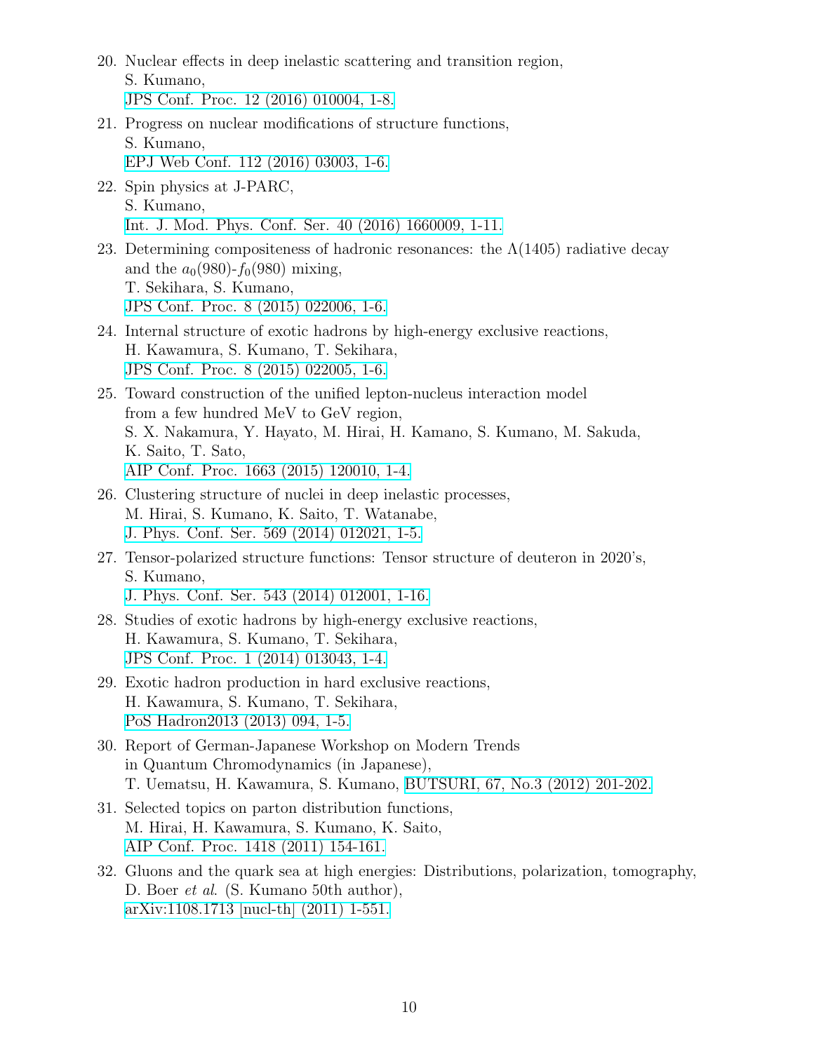20. Nuclear effects in deep inelastic scattering and transition region,
    S. Kumano,
    JPS Conf. Proc. 12 (2016) 010004, 1-8.

21. Progress on nuclear modifications of structure functions,
    S. Kumano,
    EPJ Web Conf. 112 (2016) 03003, 1-6.

22. Spin physics at J-PARC,
    S. Kumano,
    Int. J. Mod. Phys. Conf. Ser. 40 (2016) 1660009, 1-11.

23. Determining compositeness of hadronic resonances: the $\Lambda(1405)$ radiative decay and the $a_0(980)$-$f_0(980)$ mixing,
    T. Sekihara, S. Kumano,
    JPS Conf. Proc. 8 (2015) 022006, 1-6.

24. Internal structure of exotic hadrons by high-energy exclusive reactions,
    H. Kawamura, S. Kumano, T. Sekihara,
    JPS Conf. Proc. 8 (2015) 022005, 1-6.

25. Toward construction of the unified lepton-nucleus interaction model from a few hundred MeV to GeV region,
    S. X. Nakamura, Y. Hayato, M. Hirai, H. Kamano, S. Kumano, M. Sakuda, K. Saito, T. Sato,
    AIP Conf. Proc. 1663 (2015) 120010, 1-4.

26. Clustering structure of nuclei in deep inelastic processes,
    M. Hirai, S. Kumano, K. Saito, T. Watanabe,
    J. Phys. Conf. Ser. 569 (2014) 012021, 1-5.

27. Tensor-polarized structure functions: Tensor structure of deuteron in 2020's,
    S. Kumano,
    J. Phys. Conf. Ser. 543 (2014) 012001, 1-16.

28. Studies of exotic hadrons by high-energy exclusive reactions,
    H. Kawamura, S. Kumano, T. Sekihara,
    JPS Conf. Proc. 1 (2014) 013043, 1-4.

29. Exotic hadron production in hard exclusive reactions,
    H. Kawamura, S. Kumano, T. Sekihara,
    PoS Hadron2013 (2013) 094, 1-5.

30. Report of German-Japanese Workshop on Modern Trends in Quantum Chromodynamics (in Japanese),
    T. Uematsu, H. Kawamura, S. Kumano, BUTSURI, 67, No.3 (2012) 201-202.

31. Selected topics on parton distribution functions,
    M. Hirai, H. Kawamura, S. Kumano, K. Saito,
    AIP Conf. Proc. 1418 (2011) 154-161.

32. Gluons and the quark sea at high energies: Distributions, polarization, tomography,
    D. Boer *et al.* (S. Kumano 50th author),
    arXiv:1108.1713 [nucl-th] (2011) 1-551.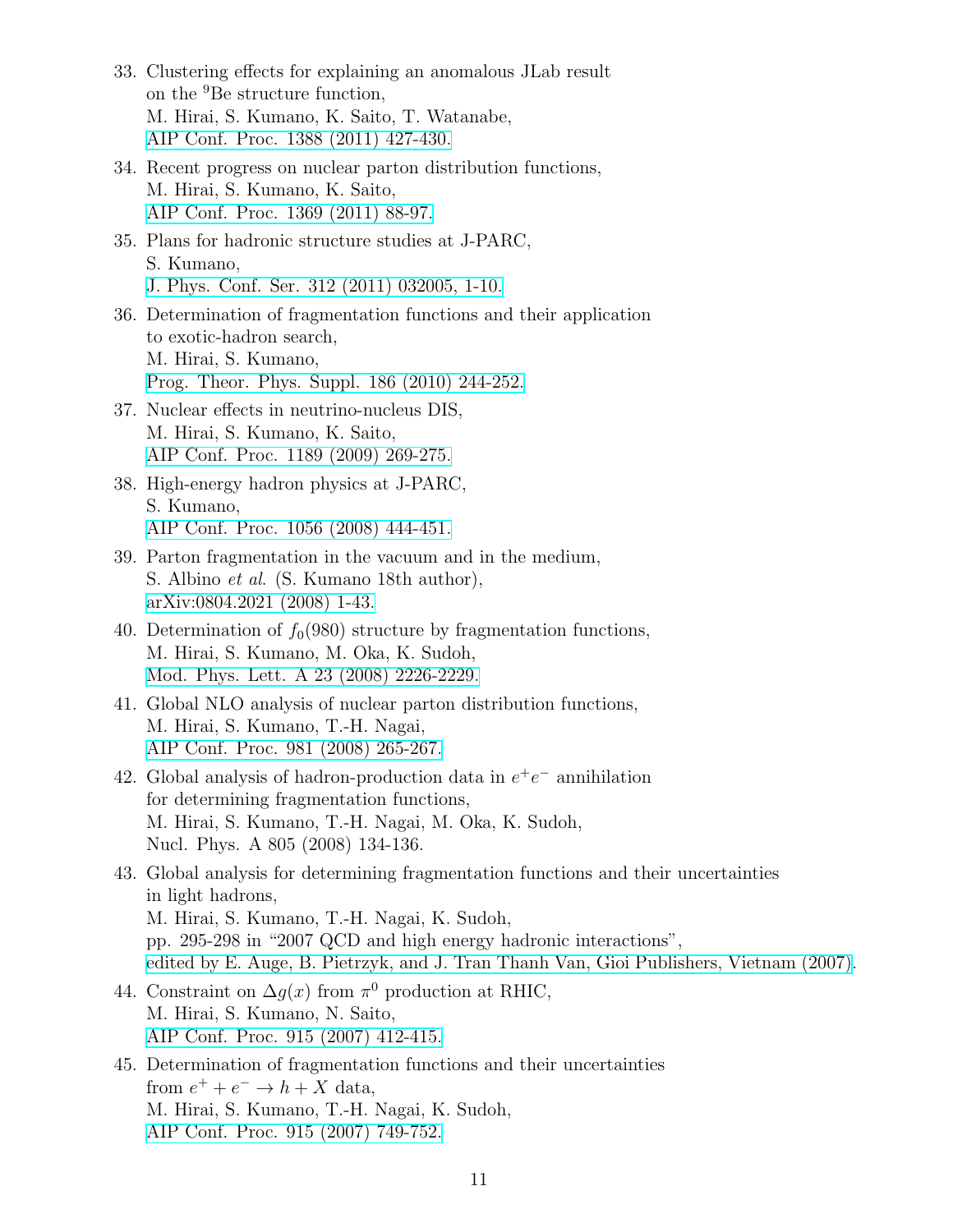33. Clustering effects for explaining an anomalous JLab result
    on the $^9$Be structure function,
    M. Hirai, S. Kumano, K. Saito, T. Watanabe,
    AIP Conf. Proc. 1388 (2011) 427-430.

34. Recent progress on nuclear parton distribution functions,
    M. Hirai, S. Kumano, K. Saito,
    AIP Conf. Proc. 1369 (2011) 88-97.

35. Plans for hadronic structure studies at J-PARC,
    S. Kumano,
    J. Phys. Conf. Ser. 312 (2011) 032005, 1-10.

36. Determination of fragmentation functions and their application
    to exotic-hadron search,
    M. Hirai, S. Kumano,
    Prog. Theor. Phys. Suppl. 186 (2010) 244-252.

37. Nuclear effects in neutrino-nucleus DIS,
    M. Hirai, S. Kumano, K. Saito,
    AIP Conf. Proc. 1189 (2009) 269-275.

38. High-energy hadron physics at J-PARC,
    S. Kumano,
    AIP Conf. Proc. 1056 (2008) 444-451.

39. Parton fragmentation in the vacuum and in the medium,
    S. Albino *et al.* (S. Kumano 18th author),
    arXiv:0804.2021 (2008) 1-43.

40. Determination of $f_0(980)$ structure by fragmentation functions,
    M. Hirai, S. Kumano, M. Oka, K. Sudoh,
    Mod. Phys. Lett. A 23 (2008) 2226-2229.

41. Global NLO analysis of nuclear parton distribution functions,
    M. Hirai, S. Kumano, T.-H. Nagai,
    AIP Conf. Proc. 981 (2008) 265-267.

42. Global analysis of hadron-production data in $e^+e^-$ annihilation
    for determining fragmentation functions,
    M. Hirai, S. Kumano, T.-H. Nagai, M. Oka, K. Sudoh,
    Nucl. Phys. A 805 (2008) 134-136.

43. Global analysis for determining fragmentation functions and their uncertainties
    in light hadrons,
    M. Hirai, S. Kumano, T.-H. Nagai, K. Sudoh,
    pp. 295-298 in "2007 QCD and high energy hadronic interactions",
    edited by E. Auge, B. Pietrzyk, and J. Tran Thanh Van, Gioi Publishers, Vietnam (2007).

44. Constraint on $\Delta g(x)$ from $\pi^0$ production at RHIC,
    M. Hirai, S. Kumano, N. Saito,
    AIP Conf. Proc. 915 (2007) 412-415.

45. Determination of fragmentation functions and their uncertainties
    from $e^+ + e^- \rightarrow h + X$ data,
    M. Hirai, S. Kumano, T.-H. Nagai, K. Sudoh,
    AIP Conf. Proc. 915 (2007) 749-752.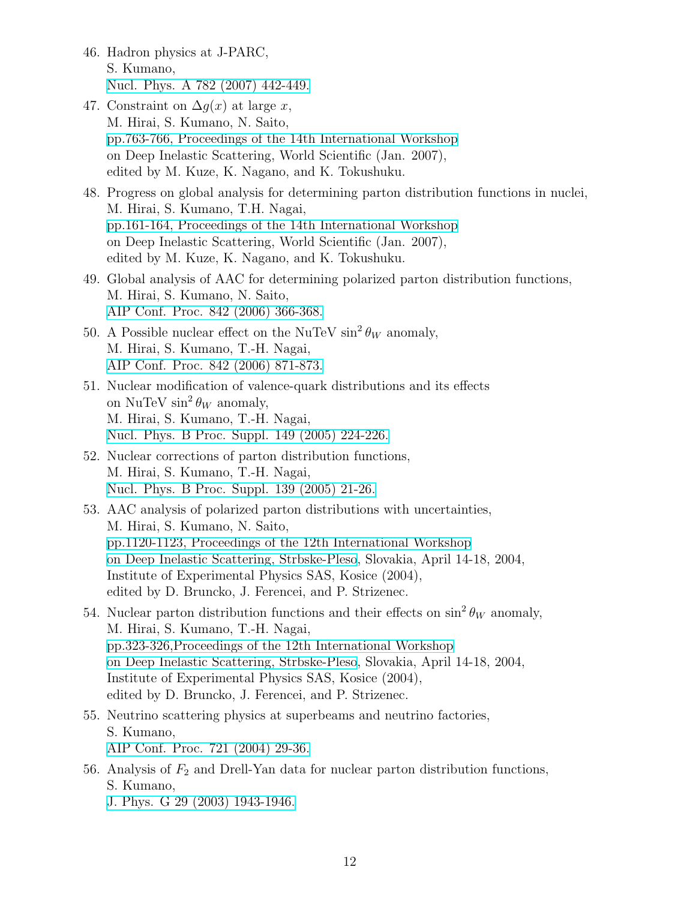46. Hadron physics at J-PARC,
    S. Kumano,
    Nucl. Phys. A 782 (2007) 442-449.

47. Constraint on $\Delta g(x)$ at large $x$,
    M. Hirai, S. Kumano, N. Saito,
    pp.763-766, Proceedings of the 14th International Workshop
    on Deep Inelastic Scattering, World Scientific (Jan. 2007),
    edited by M. Kuze, K. Nagano, and K. Tokushuku.

48. Progress on global analysis for determining parton distribution functions in nuclei,
    M. Hirai, S. Kumano, T.H. Nagai,
    pp.161-164, Proceedings of the 14th International Workshop
    on Deep Inelastic Scattering, World Scientific (Jan. 2007),
    edited by M. Kuze, K. Nagano, and K. Tokushuku.

49. Global analysis of AAC for determining polarized parton distribution functions,
    M. Hirai, S. Kumano, N. Saito,
    AIP Conf. Proc. 842 (2006) 366-368.

50. A Possible nuclear effect on the NuTeV $\sin^2\theta_W$ anomaly,
    M. Hirai, S. Kumano, T.-H. Nagai,
    AIP Conf. Proc. 842 (2006) 871-873.

51. Nuclear modification of valence-quark distributions and its effects
    on NuTeV $\sin^2\theta_W$ anomaly,
    M. Hirai, S. Kumano, T.-H. Nagai,
    Nucl. Phys. B Proc. Suppl. 149 (2005) 224-226.

52. Nuclear corrections of parton distribution functions,
    M. Hirai, S. Kumano, T.-H. Nagai,
    Nucl. Phys. B Proc. Suppl. 139 (2005) 21-26.

53. AAC analysis of polarized parton distributions with uncertainties,
    M. Hirai, S. Kumano, N. Saito,
    pp.1120-1123, Proceedings of the 12th International Workshop
    on Deep Inelastic Scattering, Strbske-Pleso, Slovakia, April 14-18, 2004,
    Institute of Experimental Physics SAS, Kosice (2004),
    edited by D. Bruncko, J. Ferencei, and P. Strizenec.

54. Nuclear parton distribution functions and their effects on $\sin^2\theta_W$ anomaly,
    M. Hirai, S. Kumano, T.-H. Nagai,
    pp.323-326,Proceedings of the 12th International Workshop
    on Deep Inelastic Scattering, Strbske-Pleso, Slovakia, April 14-18, 2004,
    Institute of Experimental Physics SAS, Kosice (2004),
    edited by D. Bruncko, J. Ferencei, and P. Strizenec.

55. Neutrino scattering physics at superbeams and neutrino factories,
    S. Kumano,
    AIP Conf. Proc. 721 (2004) 29-36.

56. Analysis of $F_2$ and Drell-Yan data for nuclear parton distribution functions,
    S. Kumano,
    J. Phys. G 29 (2003) 1943-1946.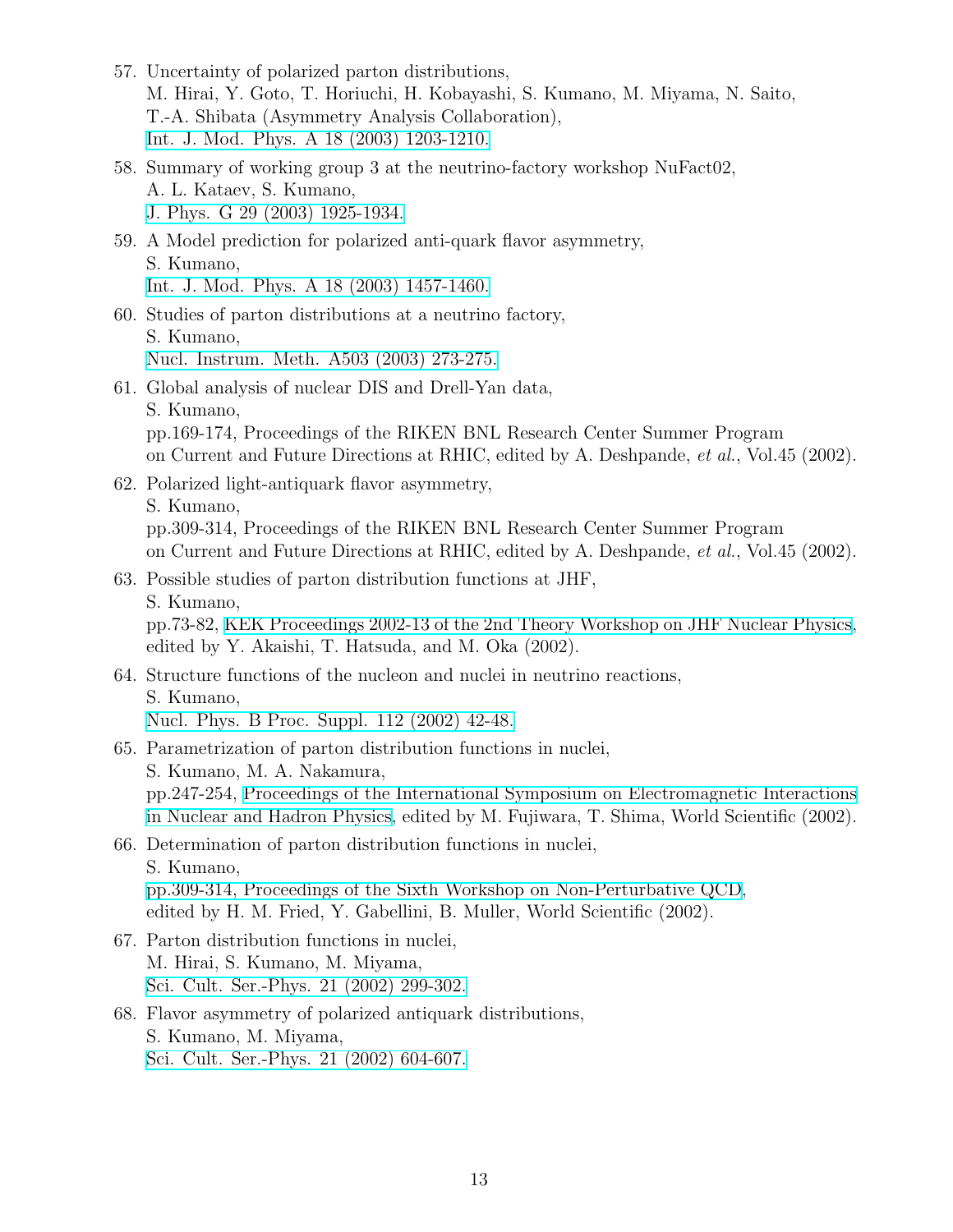57. Uncertainty of polarized parton distributions,
    M. Hirai, Y. Goto, T. Horiuchi, H. Kobayashi, S. Kumano, M. Miyama, N. Saito,
    T.-A. Shibata (Asymmetry Analysis Collaboration),
    Int. J. Mod. Phys. A 18 (2003) 1203-1210.

58. Summary of working group 3 at the neutrino-factory workshop NuFact02,
    A. L. Kataev, S. Kumano,
    J. Phys. G 29 (2003) 1925-1934.

59. A Model prediction for polarized anti-quark flavor asymmetry,
    S. Kumano,
    Int. J. Mod. Phys. A 18 (2003) 1457-1460.

60. Studies of parton distributions at a neutrino factory,
    S. Kumano,
    Nucl. Instrum. Meth. A503 (2003) 273-275.

61. Global analysis of nuclear DIS and Drell-Yan data,
    S. Kumano,
    pp.169-174, Proceedings of the RIKEN BNL Research Center Summer Program
    on Current and Future Directions at RHIC, edited by A. Deshpande, *et al.*, Vol.45 (2002).

62. Polarized light-antiquark flavor asymmetry,
    S. Kumano,
    pp.309-314, Proceedings of the RIKEN BNL Research Center Summer Program
    on Current and Future Directions at RHIC, edited by A. Deshpande, *et al.*, Vol.45 (2002).

63. Possible studies of parton distribution functions at JHF,
    S. Kumano,
    pp.73-82, KEK Proceedings 2002-13 of the 2nd Theory Workshop on JHF Nuclear Physics,
    edited by Y. Akaishi, T. Hatsuda, and M. Oka (2002).

64. Structure functions of the nucleon and nuclei in neutrino reactions,
    S. Kumano,
    Nucl. Phys. B Proc. Suppl. 112 (2002) 42-48.

65. Parametrization of parton distribution functions in nuclei,
    S. Kumano, M. A. Nakamura,
    pp.247-254, Proceedings of the International Symposium on Electromagnetic Interactions
    in Nuclear and Hadron Physics, edited by M. Fujiwara, T. Shima, World Scientific (2002).

66. Determination of parton distribution functions in nuclei,
    S. Kumano,
    pp.309-314, Proceedings of the Sixth Workshop on Non-Perturbative QCD,
    edited by H. M. Fried, Y. Gabellini, B. Muller, World Scientific (2002).

67. Parton distribution functions in nuclei,
    M. Hirai, S. Kumano, M. Miyama,
    Sci. Cult. Ser.-Phys. 21 (2002) 299-302.

68. Flavor asymmetry of polarized antiquark distributions,
    S. Kumano, M. Miyama,
    Sci. Cult. Ser.-Phys. 21 (2002) 604-607.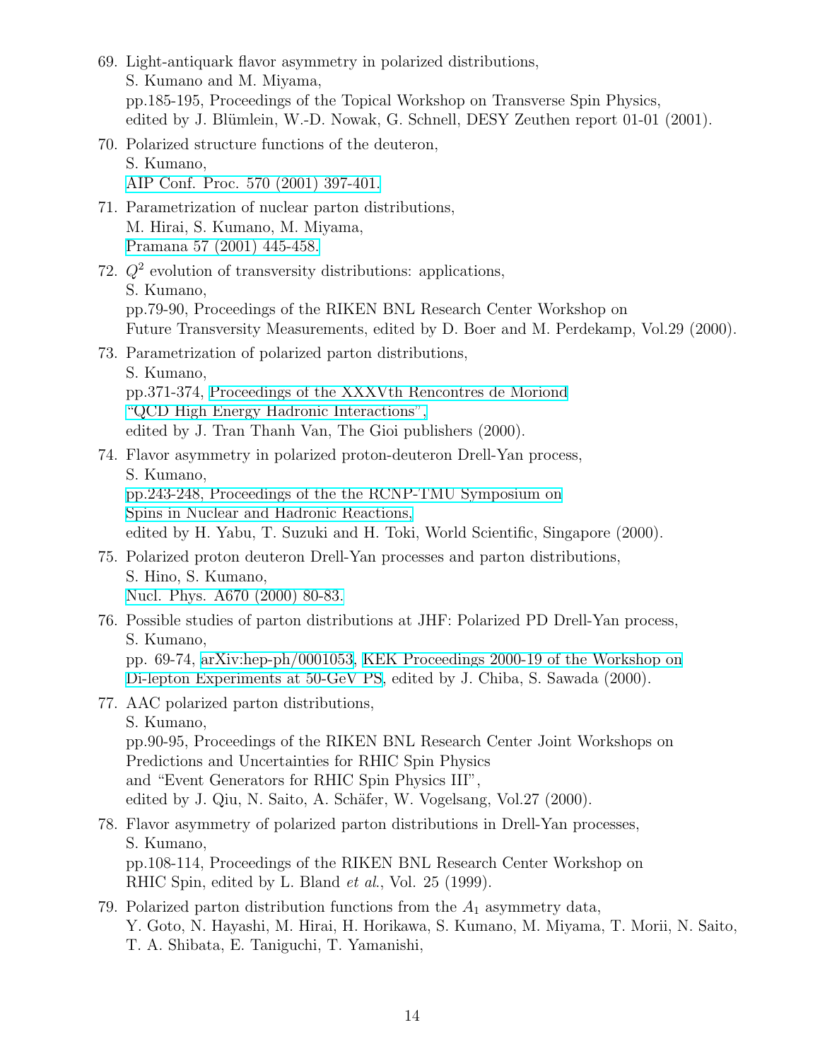69. Light-antiquark flavor asymmetry in polarized distributions,
    S. Kumano and M. Miyama,
    pp.185-195, Proceedings of the Topical Workshop on Transverse Spin Physics,
    edited by J. Blümlein, W.-D. Nowak, G. Schnell, DESY Zeuthen report 01-01 (2001).

70. Polarized structure functions of the deuteron,
    S. Kumano,
    AIP Conf. Proc. 570 (2001) 397-401.

71. Parametrization of nuclear parton distributions,
    M. Hirai, S. Kumano, M. Miyama,
    Pramana 57 (2001) 445-458.

72. $Q^2$ evolution of transversity distributions: applications,
    S. Kumano,
    pp.79-90, Proceedings of the RIKEN BNL Research Center Workshop on
    Future Transversity Measurements, edited by D. Boer and M. Perdekamp, Vol.29 (2000).

73. Parametrization of polarized parton distributions,
    S. Kumano,
    pp.371-374, Proceedings of the XXXVth Rencontres de Moriond
    "QCD High Energy Hadronic Interactions",
    edited by J. Tran Thanh Van, The Gioi publishers (2000).

74. Flavor asymmetry in polarized proton-deuteron Drell-Yan process,
    S. Kumano,
    pp.243-248, Proceedings of the the RCNP-TMU Symposium on
    Spins in Nuclear and Hadronic Reactions,
    edited by H. Yabu, T. Suzuki and H. Toki, World Scientific, Singapore (2000).

75. Polarized proton deuteron Drell-Yan processes and parton distributions,
    S. Hino, S. Kumano,
    Nucl. Phys. A670 (2000) 80-83.

76. Possible studies of parton distributions at JHF: Polarized PD Drell-Yan process,
    S. Kumano,
    pp. 69-74, arXiv:hep-ph/0001053, KEK Proceedings 2000-19 of the Workshop on
    Di-lepton Experiments at 50-GeV PS, edited by J. Chiba, S. Sawada (2000).

77. AAC polarized parton distributions,
    S. Kumano,
    pp.90-95, Proceedings of the RIKEN BNL Research Center Joint Workshops on
    Predictions and Uncertainties for RHIC Spin Physics
    and "Event Generators for RHIC Spin Physics III",
    edited by J. Qiu, N. Saito, A. Schäfer, W. Vogelsang, Vol.27 (2000).

78. Flavor asymmetry of polarized parton distributions in Drell-Yan processes,
    S. Kumano,
    pp.108-114, Proceedings of the RIKEN BNL Research Center Workshop on
    RHIC Spin, edited by L. Bland *et al.*, Vol. 25 (1999).

79. Polarized parton distribution functions from the $A_1$ asymmetry data,
    Y. Goto, N. Hayashi, M. Hirai, H. Horikawa, S. Kumano, M. Miyama, T. Morii, N. Saito,
    T. A. Shibata, E. Taniguchi, T. Yamanishi,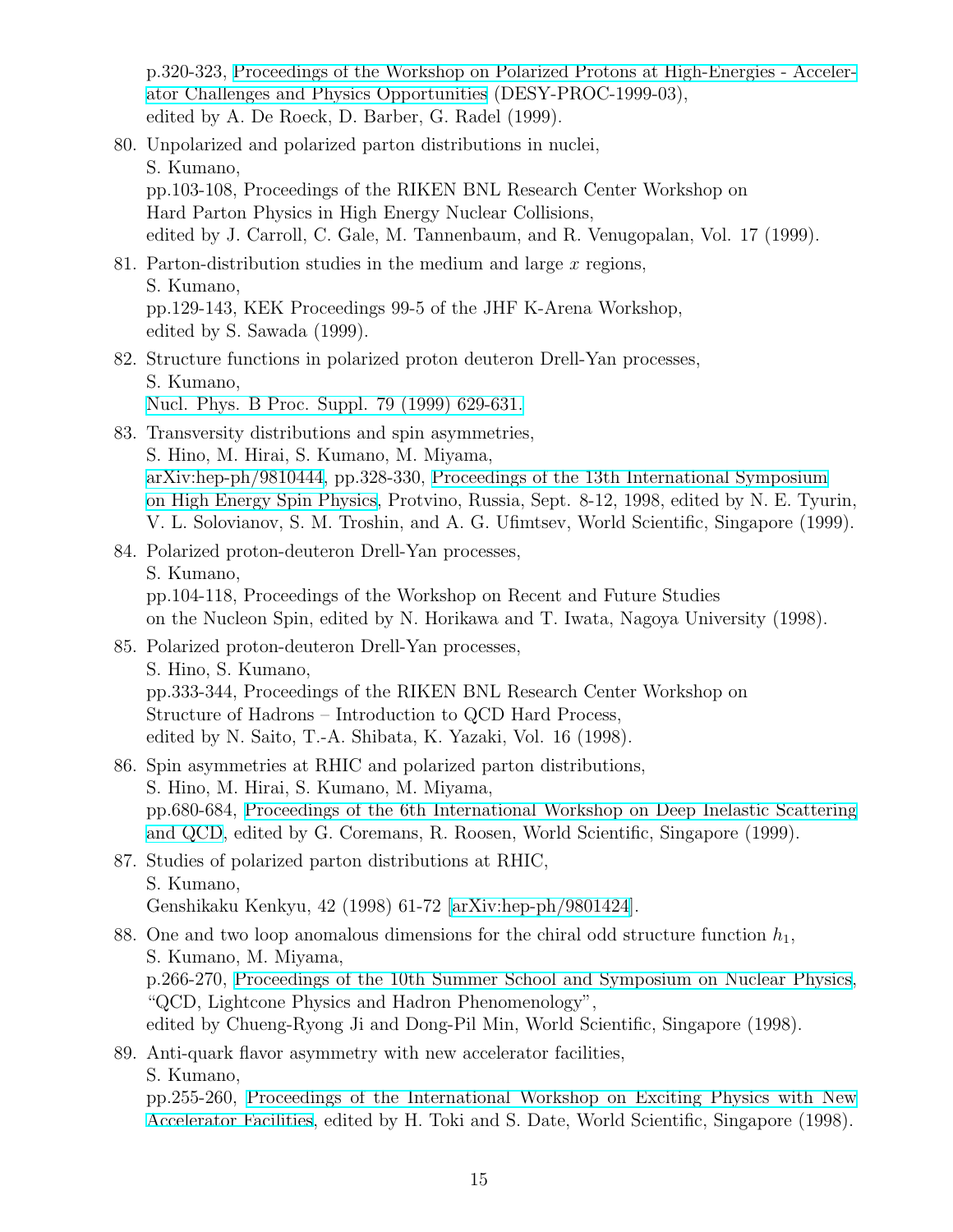p.320-323, Proceedings of the Workshop on Polarized Protons at High-Energies - Accelerator Challenges and Physics Opportunities (DESY-PROC-1999-03),
edited by A. De Roeck, D. Barber, G. Radel (1999).

80. Unpolarized and polarized parton distributions in nuclei,
S. Kumano,
pp.103-108, Proceedings of the RIKEN BNL Research Center Workshop on
Hard Parton Physics in High Energy Nuclear Collisions,
edited by J. Carroll, C. Gale, M. Tannenbaum, and R. Venugopalan, Vol. 17 (1999).

81. Parton-distribution studies in the medium and large $x$ regions,
S. Kumano,
pp.129-143, KEK Proceedings 99-5 of the JHF K-Arena Workshop,
edited by S. Sawada (1999).

82. Structure functions in polarized proton deuteron Drell-Yan processes,
S. Kumano,
Nucl. Phys. B Proc. Suppl. 79 (1999) 629-631.

83. Transversity distributions and spin asymmetries,
S. Hino, M. Hirai, S. Kumano, M. Miyama,
arXiv:hep-ph/9810444, pp.328-330, Proceedings of the 13th International Symposium on High Energy Spin Physics, Protvino, Russia, Sept. 8-12, 1998, edited by N. E. Tyurin, V. L. Solovianov, S. M. Troshin, and A. G. Ufimtsev, World Scientific, Singapore (1999).

84. Polarized proton-deuteron Drell-Yan processes,
S. Kumano,
pp.104-118, Proceedings of the Workshop on Recent and Future Studies
on the Nucleon Spin, edited by N. Horikawa and T. Iwata, Nagoya University (1998).

85. Polarized proton-deuteron Drell-Yan processes,
S. Hino, S. Kumano,
pp.333-344, Proceedings of the RIKEN BNL Research Center Workshop on
Structure of Hadrons – Introduction to QCD Hard Process,
edited by N. Saito, T.-A. Shibata, K. Yazaki, Vol. 16 (1998).

86. Spin asymmetries at RHIC and polarized parton distributions,
S. Hino, M. Hirai, S. Kumano, M. Miyama,
pp.680-684, Proceedings of the 6th International Workshop on Deep Inelastic Scattering and QCD, edited by G. Coremans, R. Roosen, World Scientific, Singapore (1999).

87. Studies of polarized parton distributions at RHIC,
S. Kumano,
Genshikaku Kenkyu, 42 (1998) 61-72 [arXiv:hep-ph/9801424].

88. One and two loop anomalous dimensions for the chiral odd structure function $h_1$,
S. Kumano, M. Miyama,
p.266-270, Proceedings of the 10th Summer School and Symposium on Nuclear Physics,
"QCD, Lightcone Physics and Hadron Phenomenology",
edited by Chueng-Ryong Ji and Dong-Pil Min, World Scientific, Singapore (1998).

89. Anti-quark flavor asymmetry with new accelerator facilities,
S. Kumano,
pp.255-260, Proceedings of the International Workshop on Exciting Physics with New Accelerator Facilities, edited by H. Toki and S. Date, World Scientific, Singapore (1998).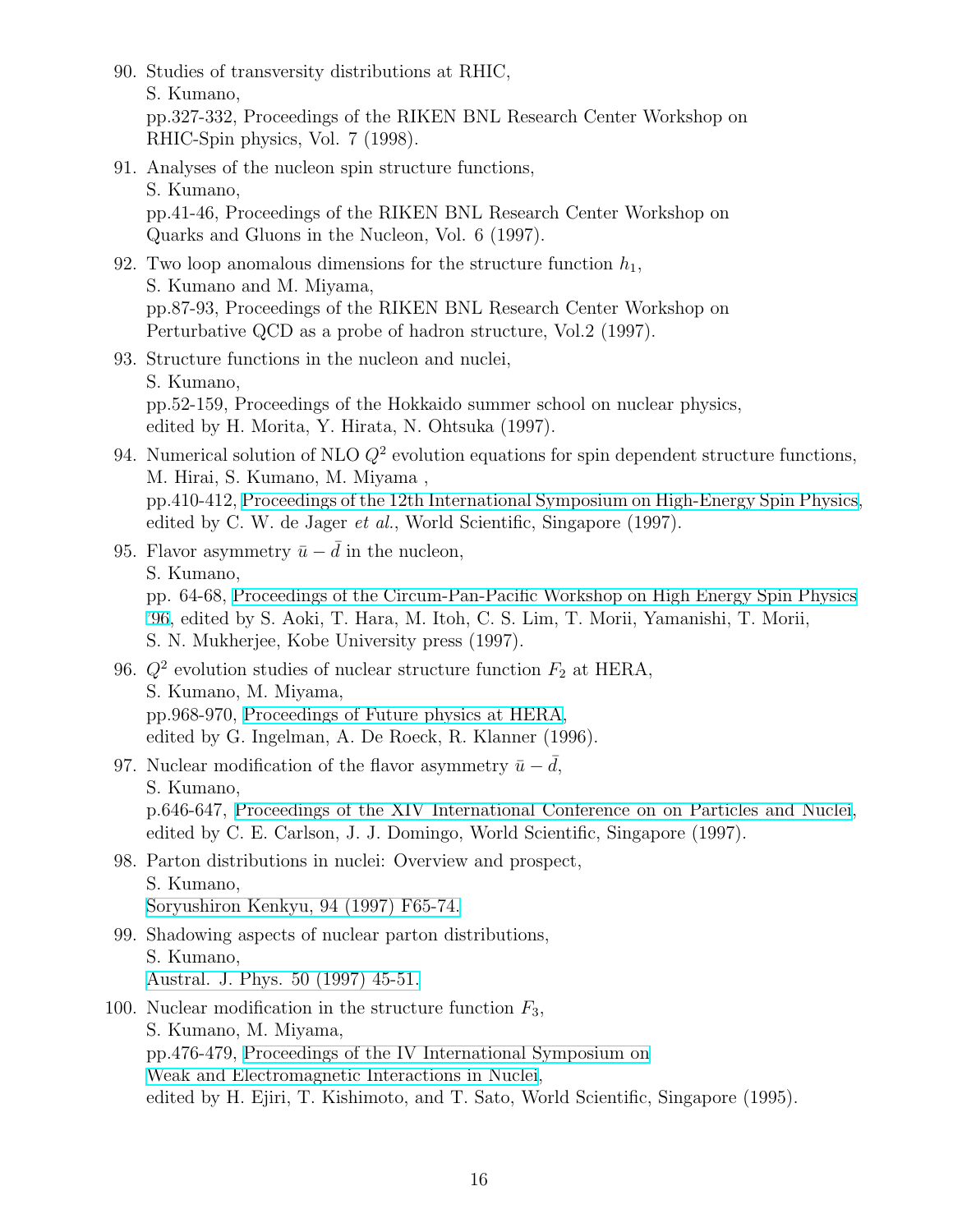90. Studies of transversity distributions at RHIC,
    S. Kumano,
    pp.327-332, Proceedings of the RIKEN BNL Research Center Workshop on
    RHIC-Spin physics, Vol. 7 (1998).

91. Analyses of the nucleon spin structure functions,
    S. Kumano,
    pp.41-46, Proceedings of the RIKEN BNL Research Center Workshop on
    Quarks and Gluons in the Nucleon, Vol. 6 (1997).

92. Two loop anomalous dimensions for the structure function $h_1$,
    S. Kumano and M. Miyama,
    pp.87-93, Proceedings of the RIKEN BNL Research Center Workshop on
    Perturbative QCD as a probe of hadron structure, Vol.2 (1997).

93. Structure functions in the nucleon and nuclei,
    S. Kumano,
    pp.52-159, Proceedings of the Hokkaido summer school on nuclear physics,
    edited by H. Morita, Y. Hirata, N. Ohtsuka (1997).

94. Numerical solution of NLO $Q^2$ evolution equations for spin dependent structure functions,
    M. Hirai, S. Kumano, M. Miyama ,
    pp.410-412, Proceedings of the 12th International Symposium on High-Energy Spin Physics,
    edited by C. W. de Jager *et al.*, World Scientific, Singapore (1997).

95. Flavor asymmetry $\bar{u} - \bar{d}$ in the nucleon,
    S. Kumano,
    pp. 64-68, Proceedings of the Circum-Pan-Pacific Workshop on High Energy Spin Physics
    '96, edited by S. Aoki, T. Hara, M. Itoh, C. S. Lim, T. Morii, Yamanishi, T. Morii,
    S. N. Mukherjee, Kobe University press (1997).

96. $Q^2$ evolution studies of nuclear structure function $F_2$ at HERA,
    S. Kumano, M. Miyama,
    pp.968-970, Proceedings of Future physics at HERA,
    edited by G. Ingelman, A. De Roeck, R. Klanner (1996).

97. Nuclear modification of the flavor asymmetry $\bar{u} - \bar{d}$,
    S. Kumano,
    p.646-647, Proceedings of the XIV International Conference on on Particles and Nuclei,
    edited by C. E. Carlson, J. J. Domingo, World Scientific, Singapore (1997).

98. Parton distributions in nuclei: Overview and prospect,
    S. Kumano,
    Soryushiron Kenkyu, 94 (1997) F65-74.

99. Shadowing aspects of nuclear parton distributions,
    S. Kumano,
    Austral. J. Phys. 50 (1997) 45-51.

100. Nuclear modification in the structure function $F_3$,
    S. Kumano, M. Miyama,
    pp.476-479, Proceedings of the IV International Symposium on
    Weak and Electromagnetic Interactions in Nuclei,
    edited by H. Ejiri, T. Kishimoto, and T. Sato, World Scientific, Singapore (1995).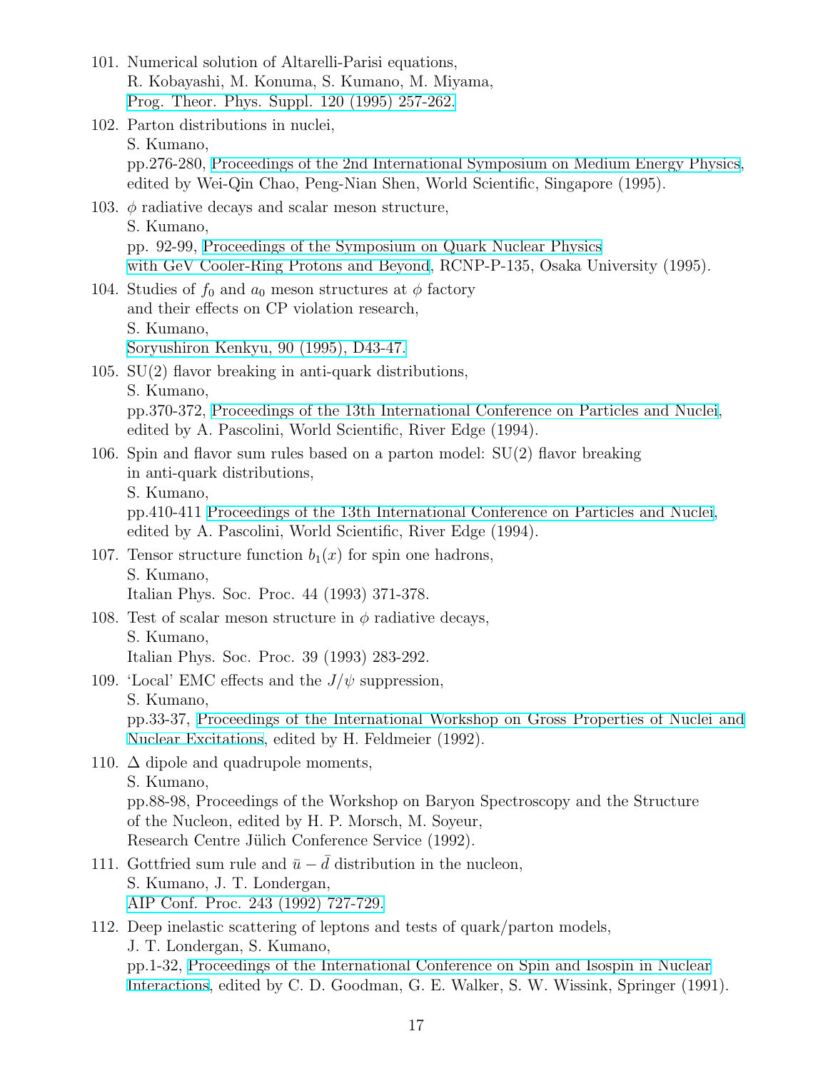101. Numerical solution of Altarelli-Parisi equations,
R. Kobayashi, M. Konuma, S. Kumano, M. Miyama,
Prog. Theor. Phys. Suppl. 120 (1995) 257-262.

102. Parton distributions in nuclei,
S. Kumano,
pp.276-280, Proceedings of the 2nd International Symposium on Medium Energy Physics, edited by Wei-Qin Chao, Peng-Nian Shen, World Scientific, Singapore (1995).

103. $\phi$ radiative decays and scalar meson structure,
S. Kumano,
pp. 92-99, Proceedings of the Symposium on Quark Nuclear Physics with GeV Cooler-Ring Protons and Beyond, RCNP-P-135, Osaka University (1995).

104. Studies of $f_0$ and $a_0$ meson structures at $\phi$ factory and their effects on CP violation research,
S. Kumano,
Soryushiron Kenkyu, 90 (1995), D43-47.

105. SU(2) flavor breaking in anti-quark distributions,
S. Kumano,
pp.370-372, Proceedings of the 13th International Conference on Particles and Nuclei, edited by A. Pascolini, World Scientific, River Edge (1994).

106. Spin and flavor sum rules based on a parton model: SU(2) flavor breaking in anti-quark distributions,
S. Kumano,
pp.410-411 Proceedings of the 13th International Conference on Particles and Nuclei, edited by A. Pascolini, World Scientific, River Edge (1994).

107. Tensor structure function $b_1(x)$ for spin one hadrons,
S. Kumano,
Italian Phys. Soc. Proc. 44 (1993) 371-378.

108. Test of scalar meson structure in $\phi$ radiative decays,
S. Kumano,
Italian Phys. Soc. Proc. 39 (1993) 283-292.

109. 'Local' EMC effects and the $J/\psi$ suppression,
S. Kumano,
pp.33-37, Proceedings of the International Workshop on Gross Properties of Nuclei and Nuclear Excitations, edited by H. Feldmeier (1992).

110. $\Delta$ dipole and quadrupole moments,
S. Kumano,
pp.88-98, Proceedings of the Workshop on Baryon Spectroscopy and the Structure of the Nucleon, edited by H. P. Morsch, M. Soyeur, Research Centre Jülich Conference Service (1992).

111. Gottfried sum rule and $\bar{u} - \bar{d}$ distribution in the nucleon,
S. Kumano, J. T. Londergan,
AIP Conf. Proc. 243 (1992) 727-729.

112. Deep inelastic scattering of leptons and tests of quark/parton models,
J. T. Londergan, S. Kumano,
pp.1-32, Proceedings of the International Conference on Spin and Isospin in Nuclear Interactions, edited by C. D. Goodman, G. E. Walker, S. W. Wissink, Springer (1991).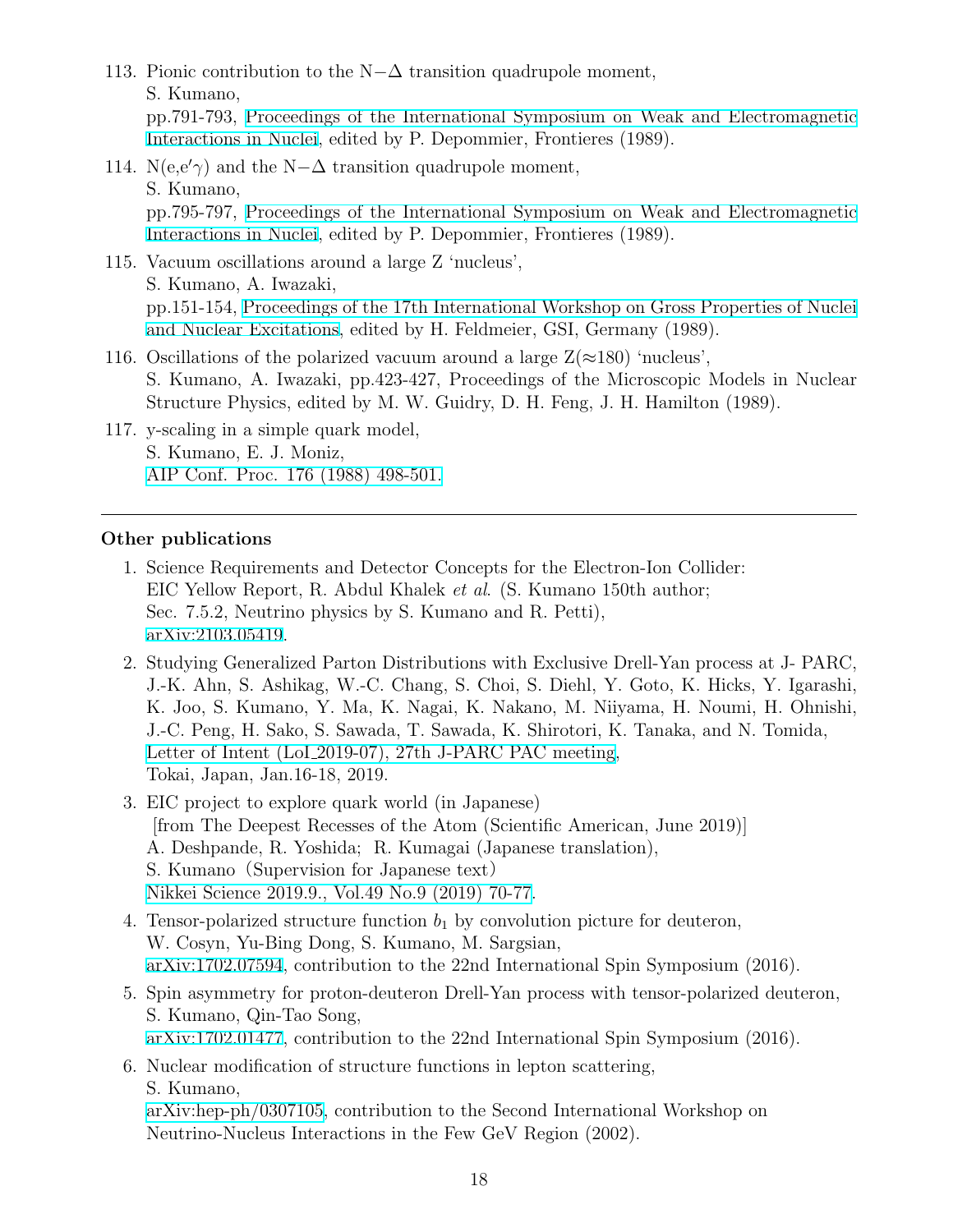113. Pionic contribution to the N$-\Delta$ transition quadrupole moment,
S. Kumano,
pp.791-793, Proceedings of the International Symposium on Weak and Electromagnetic Interactions in Nuclei, edited by P. Depommier, Frontieres (1989).

114. N(e,e$'\gamma$) and the N$-\Delta$ transition quadrupole moment,
S. Kumano,
pp.795-797, Proceedings of the International Symposium on Weak and Electromagnetic Interactions in Nuclei, edited by P. Depommier, Frontieres (1989).

115. Vacuum oscillations around a large Z 'nucleus',
S. Kumano, A. Iwazaki,
pp.151-154, Proceedings of the 17th International Workshop on Gross Properties of Nuclei and Nuclear Excitations, edited by H. Feldmeier, GSI, Germany (1989).

116. Oscillations of the polarized vacuum around a large Z($\approx$180) 'nucleus',
S. Kumano, A. Iwazaki, pp.423-427, Proceedings of the Microscopic Models in Nuclear Structure Physics, edited by M. W. Guidry, D. H. Feng, J. H. Hamilton (1989).

117. y-scaling in a simple quark model,
S. Kumano, E. J. Moniz,
AIP Conf. Proc. 176 (1988) 498-501.

---

**Other publications**

1. Science Requirements and Detector Concepts for the Electron-Ion Collider:
EIC Yellow Report, R. Abdul Khalek *et al.* (S. Kumano 150th author;
Sec. 7.5.2, Neutrino physics by S. Kumano and R. Petti),
arXiv:2103.05419.

2. Studying Generalized Parton Distributions with Exclusive Drell-Yan process at J- PARC,
J.-K. Ahn, S. Ashikag, W.-C. Chang, S. Choi, S. Diehl, Y. Goto, K. Hicks, Y. Igarashi, K. Joo, S. Kumano, Y. Ma, K. Nagai, K. Nakano, M. Niiyama, H. Noumi, H. Ohnishi, J.-C. Peng, H. Sako, S. Sawada, T. Sawada, K. Shirotori, K. Tanaka, and N. Tomida,
Letter of Intent (LoI_2019-07), 27th J-PARC PAC meeting,
Tokai, Japan, Jan.16-18, 2019.

3. EIC project to explore quark world (in Japanese)
[from The Deepest Recesses of the Atom (Scientific American, June 2019)]
A. Deshpande, R. Yoshida; R. Kumagai (Japanese translation),
S. Kumano（Supervision for Japanese text）
Nikkei Science 2019.9., Vol.49 No.9 (2019) 70-77.

4. Tensor-polarized structure function $b_1$ by convolution picture for deuteron,
W. Cosyn, Yu-Bing Dong, S. Kumano, M. Sargsian,
arXiv:1702.07594, contribution to the 22nd International Spin Symposium (2016).

5. Spin asymmetry for proton-deuteron Drell-Yan process with tensor-polarized deuteron,
S. Kumano, Qin-Tao Song,
arXiv:1702.01477, contribution to the 22nd International Spin Symposium (2016).

6. Nuclear modification of structure functions in lepton scattering,
S. Kumano,
arXiv:hep-ph/0307105, contribution to the Second International Workshop on Neutrino-Nucleus Interactions in the Few GeV Region (2002).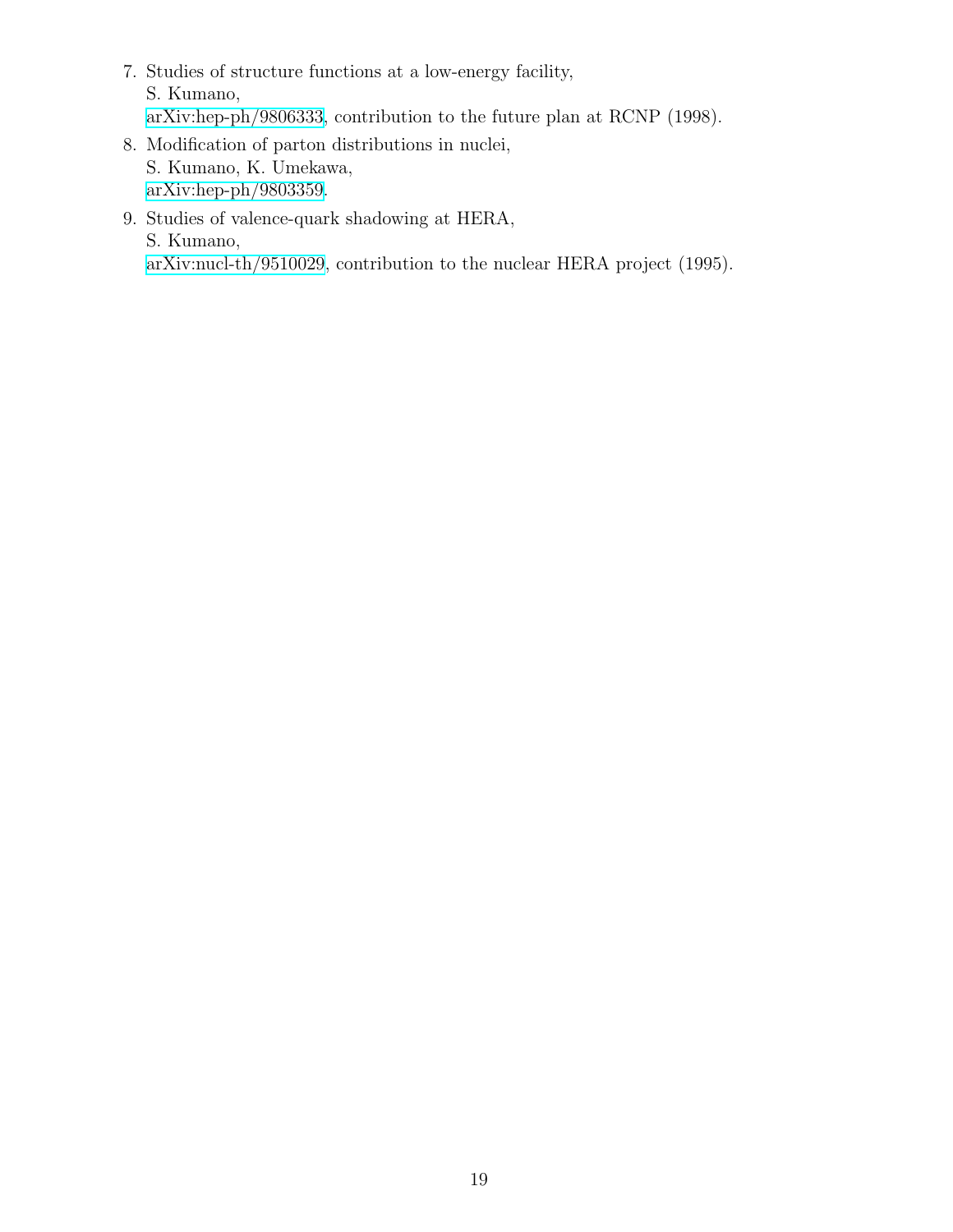7. Studies of structure functions at a low-energy facility,
   S. Kumano,
   arXiv:hep-ph/9806333, contribution to the future plan at RCNP (1998).
8. Modification of parton distributions in nuclei,
   S. Kumano, K. Umekawa,
   arXiv:hep-ph/9803359.
9. Studies of valence-quark shadowing at HERA,
   S. Kumano,
   arXiv:nucl-th/9510029, contribution to the nuclear HERA project (1995).